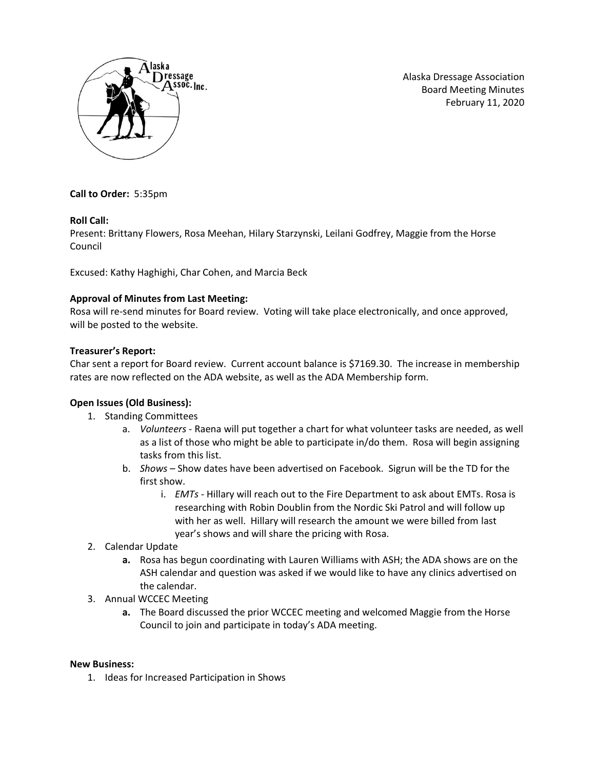Alaska Dressage Association
Board Meeting Minutes
February 11, 2020

**Call to Order:** 5:35pm

**Roll Call:**

Present: Brittany Flowers, Rosa Meehan, Hilary Starzynski, Leilani Godfrey, Maggie from the Horse Council

Excused: Kathy Haghighi, Char Cohen, and Marcia Beck

**Approval of Minutes from Last Meeting:**

Rosa will re-send minutes for Board review. Voting will take place electronically, and once approved, will be posted to the website.

**Treasurer's Report:**

Char sent a report for Board review. Current account balance is $7169.30. The increase in membership rates are now reflected on the ADA website, as well as the ADA Membership form.

**Open Issues (Old Business):**

1. Standing Committees
   a. *Volunteers* - Raena will put together a chart for what volunteer tasks are needed, as well as a list of those who might be able to participate in/do them. Rosa will begin assigning tasks from this list.
   b. *Shows* – Show dates have been advertised on Facebook. Sigrun will be the TD for the first show.
      i. *EMTs* - Hillary will reach out to the Fire Department to ask about EMTs. Rosa is researching with Robin Doublin from the Nordic Ski Patrol and will follow up with her as well. Hillary will research the amount we were billed from last year's shows and will share the pricing with Rosa.
2. Calendar Update
   **a.** Rosa has begun coordinating with Lauren Williams with ASH; the ADA shows are on the ASH calendar and question was asked if we would like to have any clinics advertised on the calendar.
3. Annual WCCEC Meeting
   **a.** The Board discussed the prior WCCEC meeting and welcomed Maggie from the Horse Council to join and participate in today's ADA meeting.

**New Business:**

1. Ideas for Increased Participation in Shows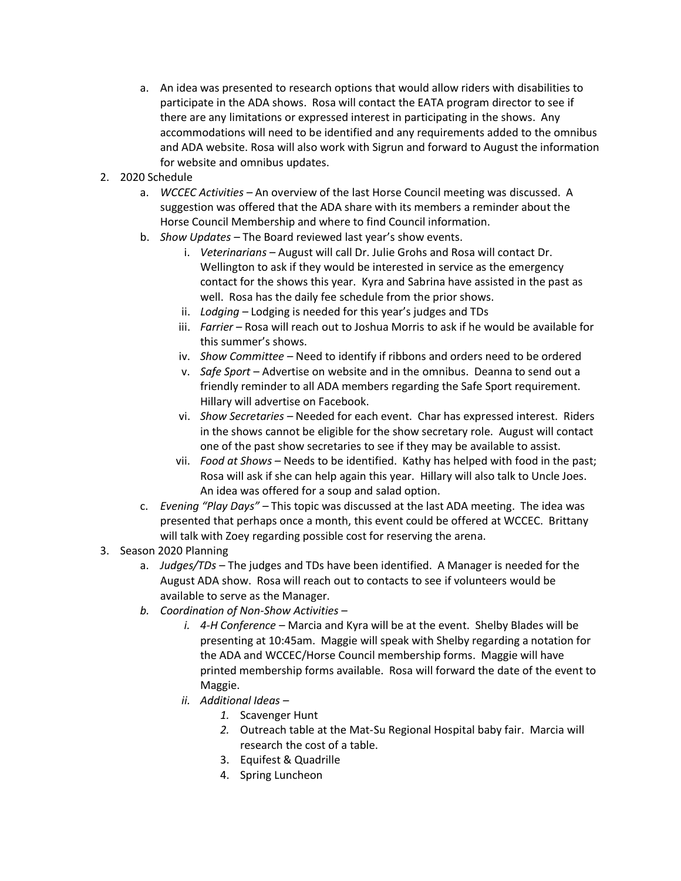a. An idea was presented to research options that would allow riders with disabilities to participate in the ADA shows. Rosa will contact the EATA program director to see if there are any limitations or expressed interest in participating in the shows. Any accommodations will need to be identified and any requirements added to the omnibus and ADA website. Rosa will also work with Sigrun and forward to August the information for website and omnibus updates.

2. 2020 Schedule
   a. *WCCEC Activities* – An overview of the last Horse Council meeting was discussed. A suggestion was offered that the ADA share with its members a reminder about the Horse Council Membership and where to find Council information.
   b. *Show Updates* – The Board reviewed last year's show events.
      i. *Veterinarians* – August will call Dr. Julie Grohs and Rosa will contact Dr. Wellington to ask if they would be interested in service as the emergency contact for the shows this year. Kyra and Sabrina have assisted in the past as well. Rosa has the daily fee schedule from the prior shows.
      ii. *Lodging* – Lodging is needed for this year's judges and TDs
      iii. *Farrier* – Rosa will reach out to Joshua Morris to ask if he would be available for this summer's shows.
      iv. *Show Committee* – Need to identify if ribbons and orders need to be ordered
      v. *Safe Sport* – Advertise on website and in the omnibus. Deanna to send out a friendly reminder to all ADA members regarding the Safe Sport requirement. Hillary will advertise on Facebook.
      vi. *Show Secretaries* – Needed for each event. Char has expressed interest. Riders in the shows cannot be eligible for the show secretary role. August will contact one of the past show secretaries to see if they may be available to assist.
      vii. *Food at Shows* – Needs to be identified. Kathy has helped with food in the past; Rosa will ask if she can help again this year. Hillary will also talk to Uncle Joes. An idea was offered for a soup and salad option.
   c. *Evening "Play Days"* – This topic was discussed at the last ADA meeting. The idea was presented that perhaps once a month, this event could be offered at WCCEC. Brittany will talk with Zoey regarding possible cost for reserving the arena.

3. Season 2020 Planning
   a. *Judges/TDs* – The judges and TDs have been identified. A Manager is needed for the August ADA show. Rosa will reach out to contacts to see if volunteers would be available to serve as the Manager.
   b. *Coordination of Non-Show Activities* –
      i. *4-H Conference* – Marcia and Kyra will be at the event. Shelby Blades will be presenting at 10:45am. Maggie will speak with Shelby regarding a notation for the ADA and WCCEC/Horse Council membership forms. Maggie will have printed membership forms available. Rosa will forward the date of the event to Maggie.
      ii. *Additional Ideas* –
         1. Scavenger Hunt
         2. Outreach table at the Mat-Su Regional Hospital baby fair. Marcia will research the cost of a table.
         3. Equifest & Quadrille
         4. Spring Luncheon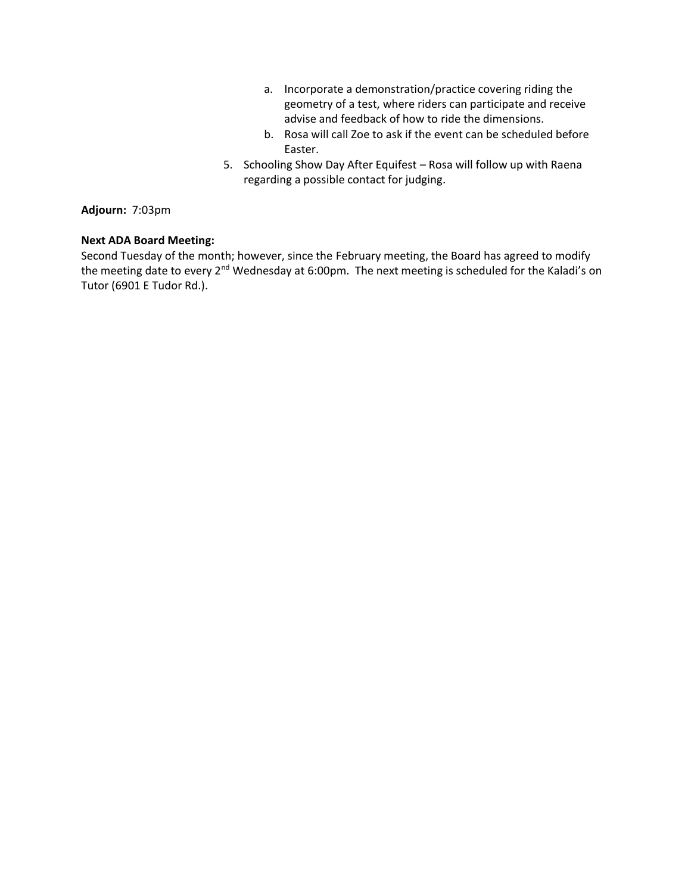a. Incorporate a demonstration/practice covering riding the geometry of a test, where riders can participate and receive advise and feedback of how to ride the dimensions.
   b. Rosa will call Zoe to ask if the event can be scheduled before Easter.

5. Schooling Show Day After Equifest – Rosa will follow up with Raena regarding a possible contact for judging.

**Adjourn:** 7:03pm

**Next ADA Board Meeting:**
Second Tuesday of the month; however, since the February meeting, the Board has agreed to modify the meeting date to every 2nd Wednesday at 6:00pm. The next meeting is scheduled for the Kaladi's on Tutor (6901 E Tudor Rd.).